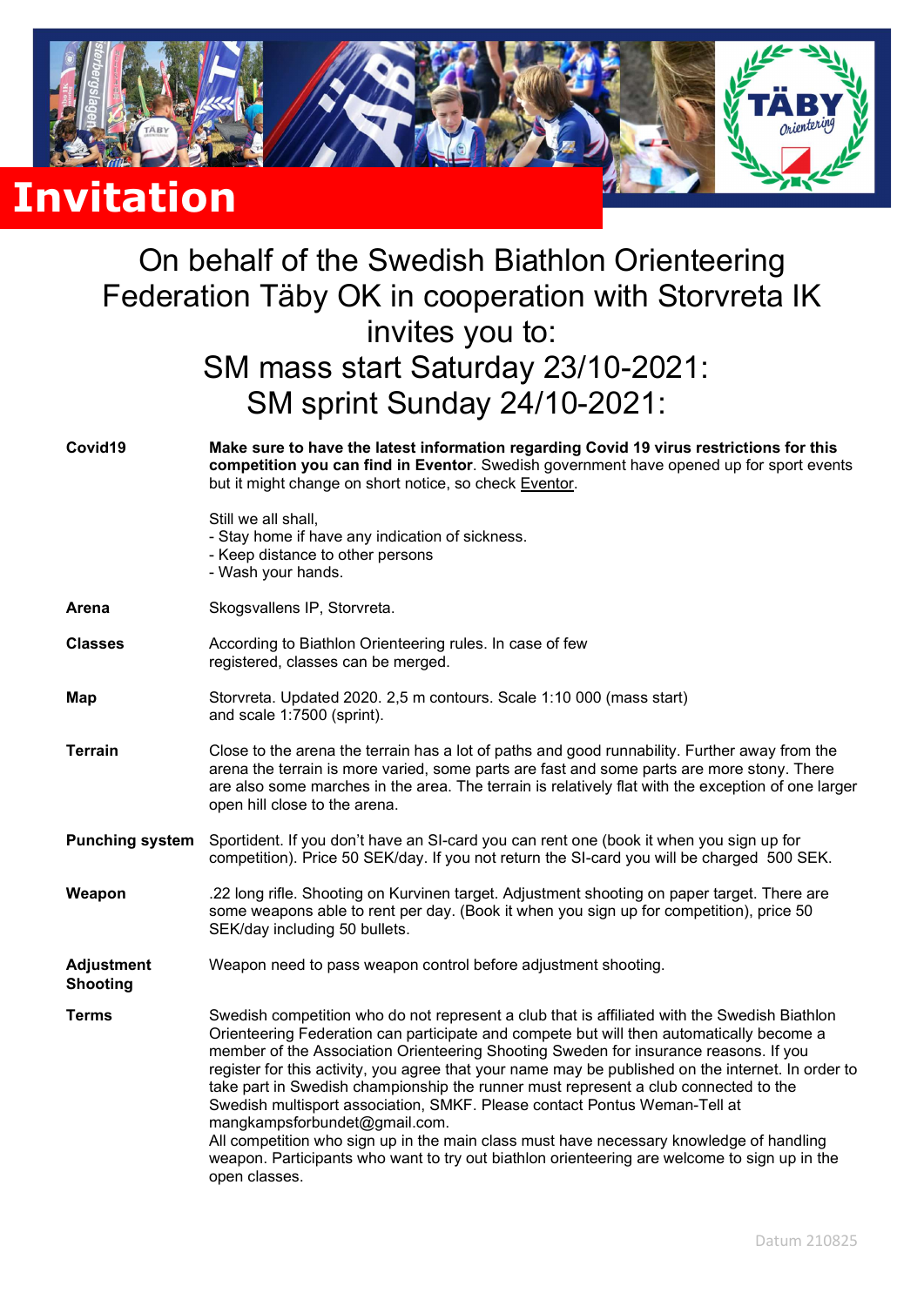# Invitation

On behalf of the Swedish Biathlon Orienteering Federation Täby OK in cooperation with Storvreta IK invites you to:

SM mass start Saturday 23/10-2021:

SM sprint Sunday 24/10-2021:

**Covid19**

**Make sure to have the latest information regarding Covid 19 virus restrictions for this competition you can find in Eventor**. Swedish government have opened up for sport events but it might change on short notice, so check Eventor.

Still we all shall,
- Stay home if have any indication of sickness.
- Keep distance to other persons
- Wash your hands.

**Arena**

Skogsvallens IP, Storvreta.

**Classes**

According to Biathlon Orienteering rules. In case of few registered, classes can be merged.

**Map**

Storvreta. Updated 2020. 2,5 m contours. Scale 1:10 000 (mass start) and scale 1:7500 (sprint).

**Terrain**

Close to the arena the terrain has a lot of paths and good runnability. Further away from the arena the terrain is more varied, some parts are fast and some parts are more stony. There are also some marches in the area. The terrain is relatively flat with the exception of one larger open hill close to the arena.

**Punching system**

Sportident. If you don't have an SI-card you can rent one (book it when you sign up for competition). Price 50 SEK/day. If you not return the SI-card you will be charged 500 SEK.

**Weapon**

.22 long rifle. Shooting on Kurvinen target. Adjustment shooting on paper target. There are some weapons able to rent per day. (Book it when you sign up for competition), price 50 SEK/day including 50 bullets.

**Adjustment Shooting**

Weapon need to pass weapon control before adjustment shooting.

**Terms**

Swedish competition who do not represent a club that is affiliated with the Swedish Biathlon Orienteering Federation can participate and compete but will then automatically become a member of the Association Orienteering Shooting Sweden for insurance reasons. If you register for this activity, you agree that your name may be published on the internet. In order to take part in Swedish championship the runner must represent a club connected to the Swedish multisport association, SMKF. Please contact Pontus Weman-Tell at mangkampsforbundet@gmail.com.
All competition who sign up in the main class must have necessary knowledge of handling weapon. Participants who want to try out biathlon orienteering are welcome to sign up in the open classes.

Datum 210825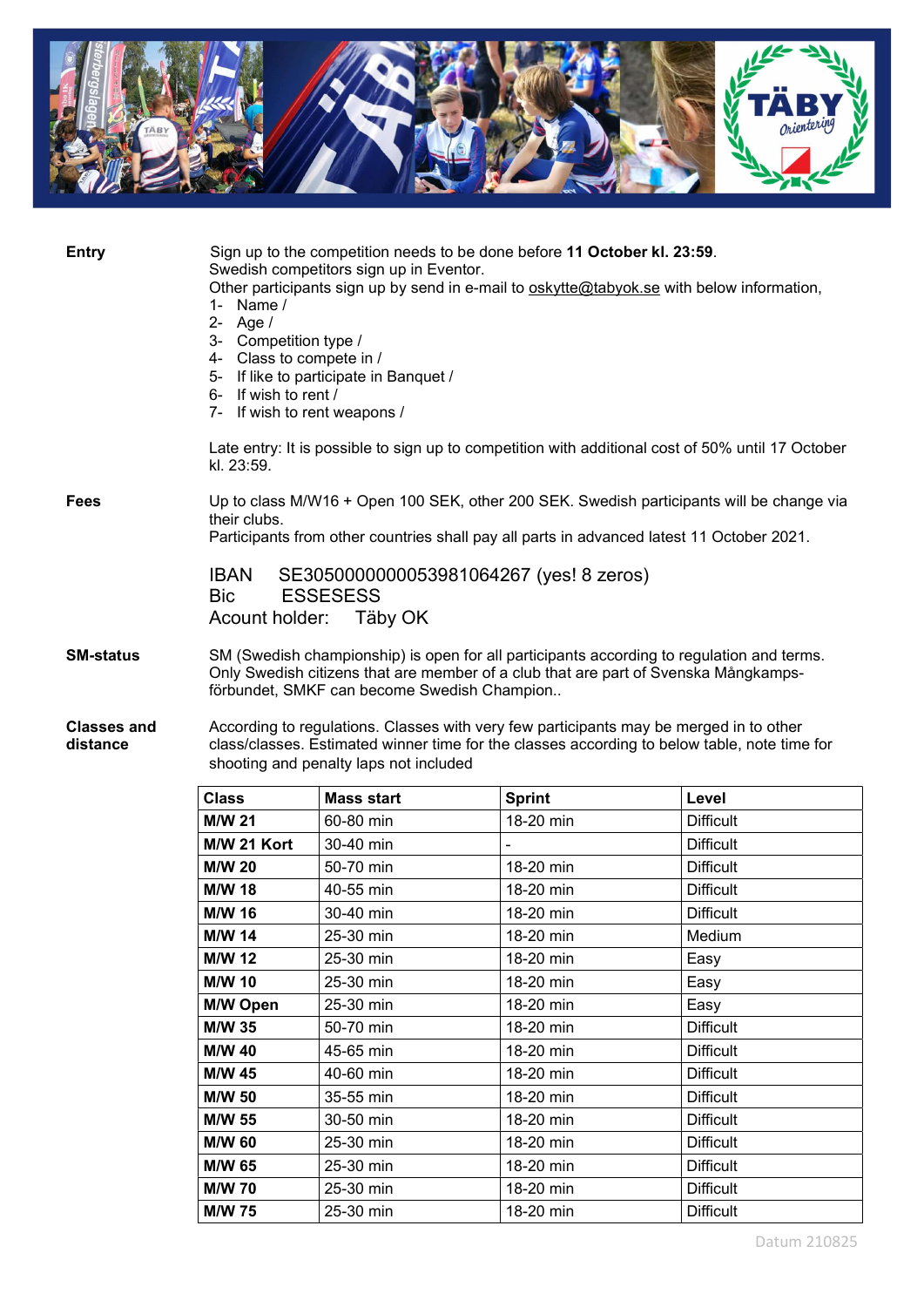**Entry**

Sign up to the competition needs to be done before **11 October kl. 23:59**.
Swedish competitors sign up in Eventor.
Other participants sign up by send in e-mail to oskytte@tabyok.se with below information,

1- Name /
2- Age /
3- Competition type /
4- Class to compete in /
5- If like to participate in Banquet /
6- If wish to rent /
7- If wish to rent weapons /

Late entry: It is possible to sign up to competition with additional cost of 50% until 17 October kl. 23:59.

**Fees**

Up to class M/W16 + Open 100 SEK, other 200 SEK. Swedish participants will be change via their clubs.
Participants from other countries shall pay all parts in advanced latest 11 October 2021.

IBAN SE3050000000053981064267 (yes! 8 zeros)
Bic ESSESESS
Acount holder: Täby OK

**SM-status**

SM (Swedish championship) is open for all participants according to regulation and terms. Only Swedish citizens that are member of a club that are part of Svenska Mångkamps-förbundet, SMKF can become Swedish Champion..

**Classes and distance**

According to regulations. Classes with very few participants may be merged in to other class/classes. Estimated winner time for the classes according to below table, note time for shooting and penalty laps not included

| Class | Mass start | Sprint | Level |
|---|---|---|---|
| **M/W 21** | 60-80 min | 18-20 min | Difficult |
| **M/W 21 Kort** | 30-40 min | - | Difficult |
| **M/W 20** | 50-70 min | 18-20 min | Difficult |
| **M/W 18** | 40-55 min | 18-20 min | Difficult |
| **M/W 16** | 30-40 min | 18-20 min | Difficult |
| **M/W 14** | 25-30 min | 18-20 min | Medium |
| **M/W 12** | 25-30 min | 18-20 min | Easy |
| **M/W 10** | 25-30 min | 18-20 min | Easy |
| **M/W Open** | 25-30 min | 18-20 min | Easy |
| **M/W 35** | 50-70 min | 18-20 min | Difficult |
| **M/W 40** | 45-65 min | 18-20 min | Difficult |
| **M/W 45** | 40-60 min | 18-20 min | Difficult |
| **M/W 50** | 35-55 min | 18-20 min | Difficult |
| **M/W 55** | 30-50 min | 18-20 min | Difficult |
| **M/W 60** | 25-30 min | 18-20 min | Difficult |
| **M/W 65** | 25-30 min | 18-20 min | Difficult |
| **M/W 70** | 25-30 min | 18-20 min | Difficult |
| **M/W 75** | 25-30 min | 18-20 min | Difficult |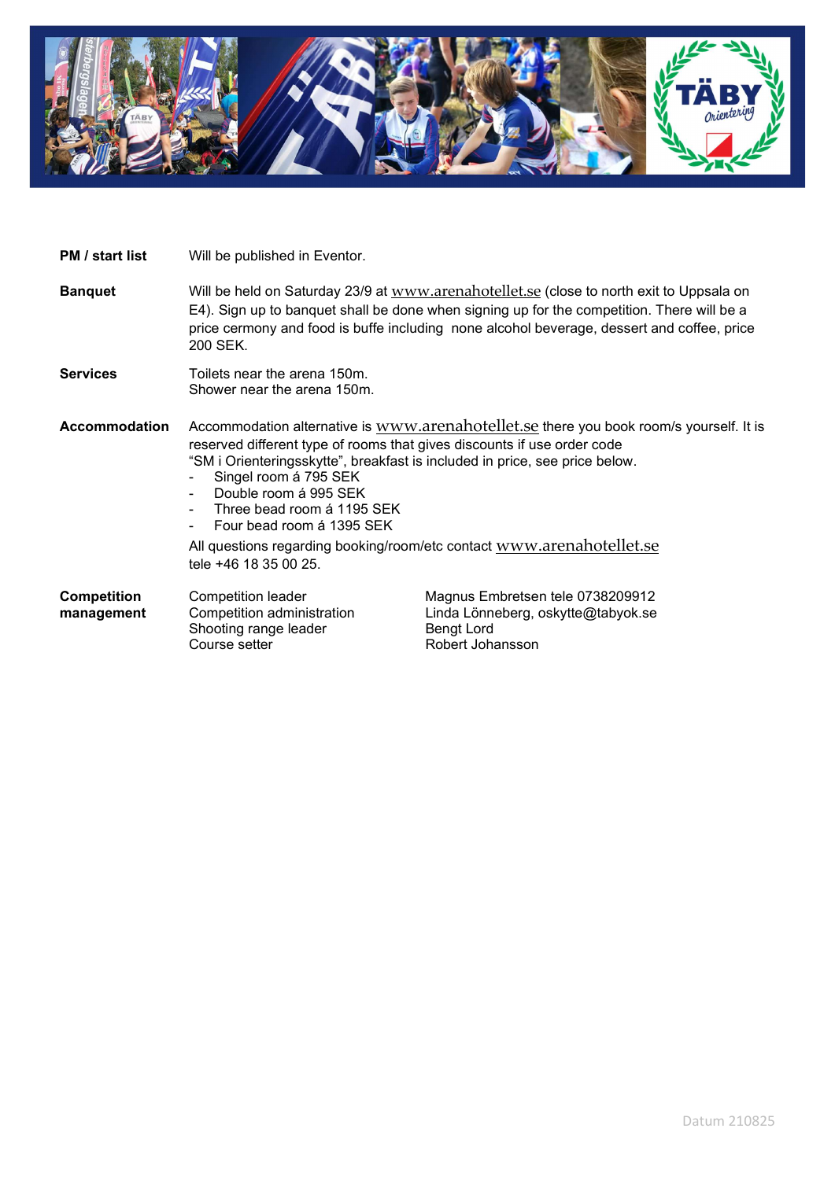**PM / start list** Will be published in Eventor.

**Banquet** Will be held on Saturday 23/9 at www.arenahotellet.se (close to north exit to Uppsala on E4). Sign up to banquet shall be done when signing up for the competition. There will be a price cermony and food is buffe including none alcohol beverage, dessert and coffee, price 200 SEK.

**Services** Toilets near the arena 150m.
Shower near the arena 150m.

**Accommodation** Accommodation alternative is www.arenahotellet.se there you book room/s yourself. It is reserved different type of rooms that gives discounts if use order code "SM i Orienteringsskytte", breakfast is included in price, see price below.

- Singel room á 795 SEK
- Double room á 995 SEK
- Three bead room á 1195 SEK
- Four bead room á 1395 SEK

All questions regarding booking/room/etc contact www.arenahotellet.se
tele +46 18 35 00 25.

**Competition management**

| | |
|---|---|
| Competition leader | Magnus Embretsen tele 0738209912 |
| Competition administration | Linda Lönneberg, oskytte@tabyok.se |
| Shooting range leader | Bengt Lord |
| Course setter | Robert Johansson |